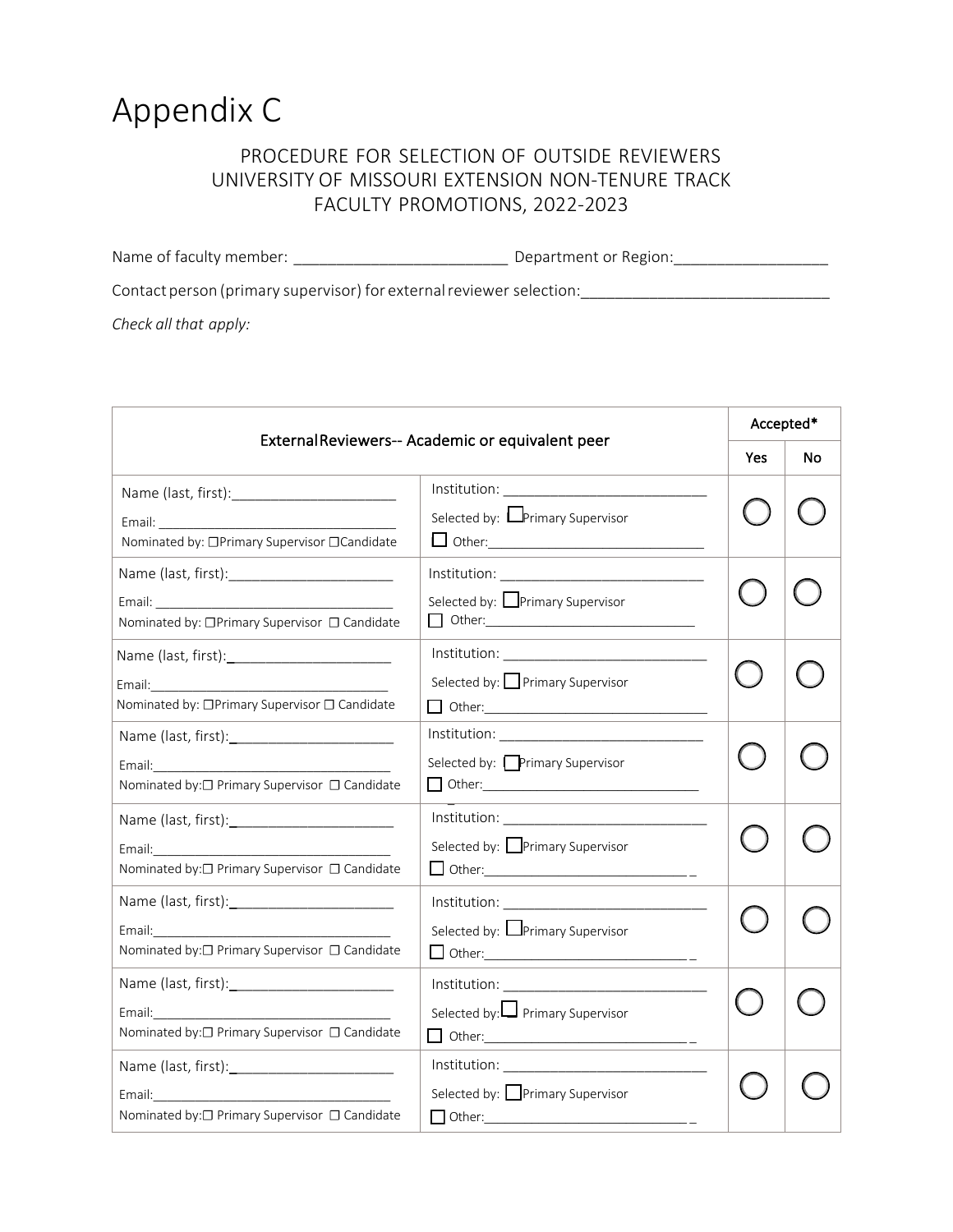# Appendix C

## PROCEDURE FOR SELECTION OF OUTSIDE REVIEWERS UNIVERSITY OF MISSOURI EXTENSION NON-TENURE TRACK FACULTY PROMOTIONS, 2022-2023

Name of faculty member: ________________________ Department or Region:_________________

Contact person (primary supervisor) for external reviewer selection:____________________________

*Check all that apply:*

| External Reviewers-- Academic or equivalent peer | | Accepted* | |
|---|---|---|---|
| | | Yes | No |
| Name (last, first):____________________<br>Email: ______________________________<br>Nominated by: ☐Primary Supervisor ☐Candidate | Institution: __________________________<br>Selected by: ☐Primary Supervisor<br>☐ Other:____________________________ | ◯ | ◯ |
| Name (last, first):____________________<br>Email: ______________________________<br>Nominated by: ☐Primary Supervisor ☐ Candidate | Institution: __________________________<br>Selected by: ☐Primary Supervisor<br>☐ Other:____________________________ | ◯ | ◯ |
| Name (last, first):____________________<br>Email:_______________________________<br>Nominated by: ☐Primary Supervisor ☐ Candidate | Institution: __________________________<br>Selected by: ☐ Primary Supervisor<br>☐ Other:____________________________ | ◯ | ◯ |
| Name (last, first):____________________<br>Email:_______________________________<br>Nominated by:☐ Primary Supervisor ☐ Candidate | Institution: __________________________<br>Selected by: ☐Primary Supervisor<br>☐ Other:____________________________ | ◯ | ◯ |
| Name (last, first):____________________<br>Email:_______________________________<br>Nominated by:☐ Primary Supervisor ☐ Candidate | Institution: __________________________<br>Selected by: ☐Primary Supervisor<br>☐ Other:____________________________ | ◯ | ◯ |
| Name (last, first):____________________<br>Email:_______________________________<br>Nominated by:☐ Primary Supervisor ☐ Candidate | Institution: __________________________<br>Selected by: ☐Primary Supervisor<br>☐ Other:____________________________ | ◯ | ◯ |
| Name (last, first):____________________<br>Email:_______________________________<br>Nominated by:☐ Primary Supervisor ☐ Candidate | Institution: __________________________<br>Selected by: ☐ Primary Supervisor<br>☐ Other:____________________________ | ◯ | ◯ |
| Name (last, first):____________________<br>Email:_______________________________<br>Nominated by:☐ Primary Supervisor ☐ Candidate | Institution: __________________________<br>Selected by: ☐Primary Supervisor<br>☐ Other:____________________________ | ◯ | ◯ |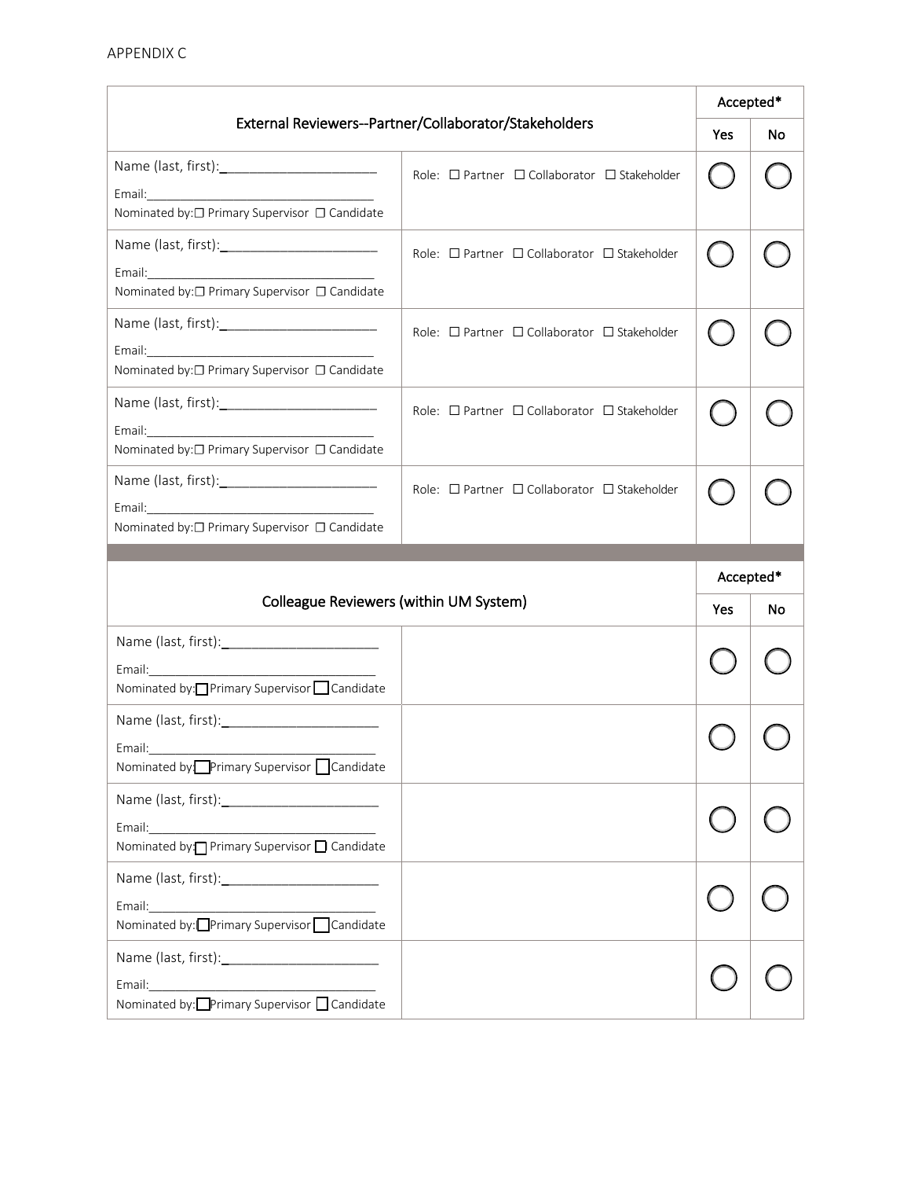APPENDIX C

| External Reviewers--Partner/Collaborator/Stakeholders | | Accepted* | |
|---|---|---|---|
| | | Yes | No |
| Name (last, first):______________________ Email:___________________________________ Nominated by:☐ Primary Supervisor ☐ Candidate | Role: ☐ Partner ☐ Collaborator ☐ Stakeholder | ◯ | ◯ |
| Name (last, first):______________________ Email:___________________________________ Nominated by:☐ Primary Supervisor ☐ Candidate | Role: ☐ Partner ☐ Collaborator ☐ Stakeholder | ◯ | ◯ |
| Name (last, first):______________________ Email:___________________________________ Nominated by:☐ Primary Supervisor ☐ Candidate | Role: ☐ Partner ☐ Collaborator ☐ Stakeholder | ◯ | ◯ |
| Name (last, first):______________________ Email:___________________________________ Nominated by:☐ Primary Supervisor ☐ Candidate | Role: ☐ Partner ☐ Collaborator ☐ Stakeholder | ◯ | ◯ |
| Name (last, first):______________________ Email:___________________________________ Nominated by:☐ Primary Supervisor ☐ Candidate | Role: ☐ Partner ☐ Collaborator ☐ Stakeholder | ◯ | ◯ |

| Colleague Reviewers (within UM System) | | Accepted* | |
|---|---|---|---|
| | | Yes | No |
| Name (last, first):______________________ Email:___________________________________ Nominated by:☐ Primary Supervisor ☐ Candidate | | ◯ | ◯ |
| Name (last, first):______________________ Email:___________________________________ Nominated by:☐ Primary Supervisor ☐ Candidate | | ◯ | ◯ |
| Name (last, first):______________________ Email:___________________________________ Nominated by:☐ Primary Supervisor ☐ Candidate | | ◯ | ◯ |
| Name (last, first):______________________ Email:___________________________________ Nominated by:☐ Primary Supervisor ☐ Candidate | | ◯ | ◯ |
| Name (last, first):______________________ Email:___________________________________ Nominated by:☐ Primary Supervisor ☐ Candidate | | ◯ | ◯ |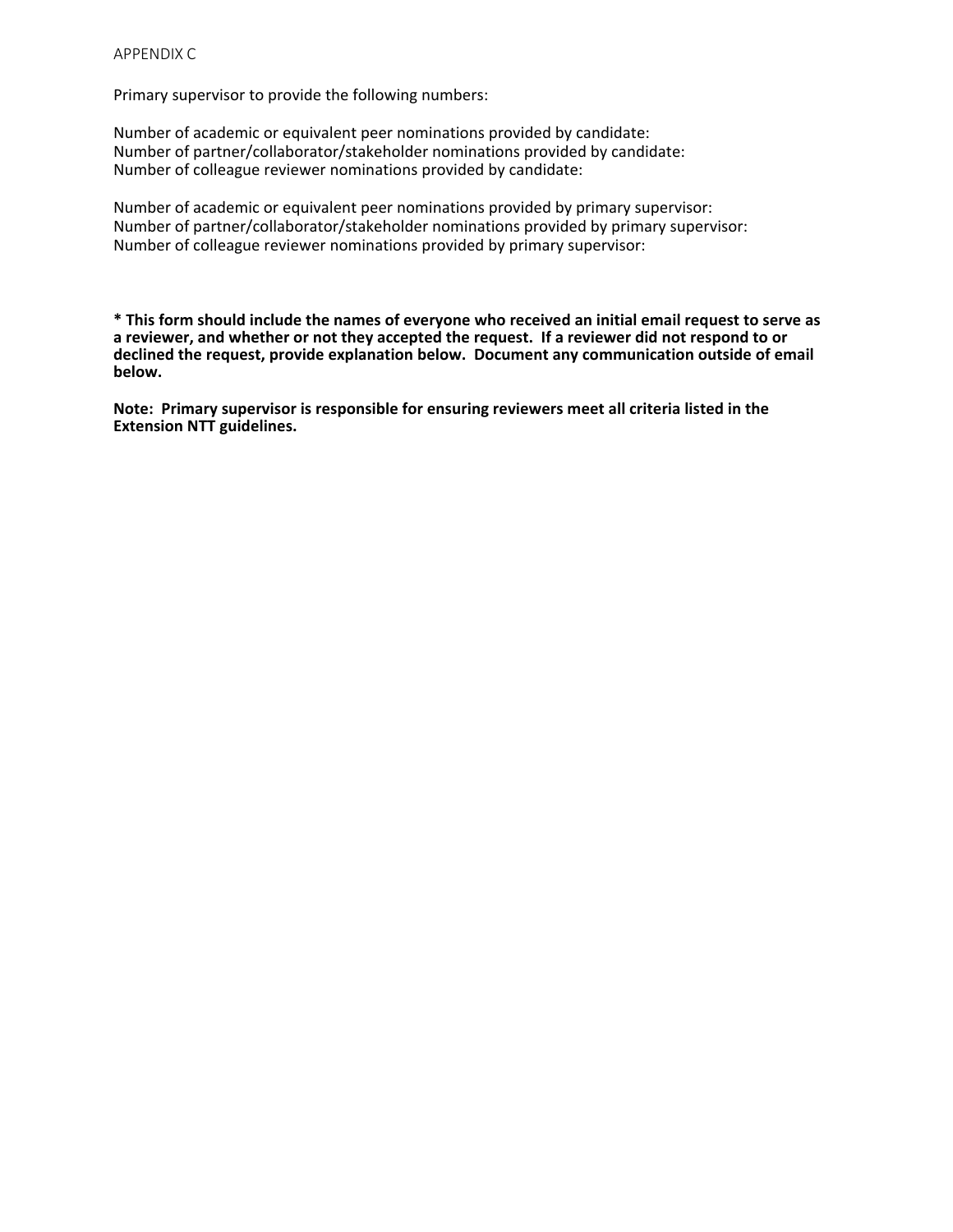APPENDIX C

Primary supervisor to provide the following numbers:

Number of academic or equivalent peer nominations provided by candidate:
Number of partner/collaborator/stakeholder nominations provided by candidate:
Number of colleague reviewer nominations provided by candidate:

Number of academic or equivalent peer nominations provided by primary supervisor:
Number of partner/collaborator/stakeholder nominations provided by primary supervisor:
Number of colleague reviewer nominations provided by primary supervisor:

**\* This form should include the names of everyone who received an initial email request to serve as a reviewer, and whether or not they accepted the request. If a reviewer did not respond to or declined the request, provide explanation below. Document any communication outside of email below.**

**Note: Primary supervisor is responsible for ensuring reviewers meet all criteria listed in the Extension NTT guidelines.**